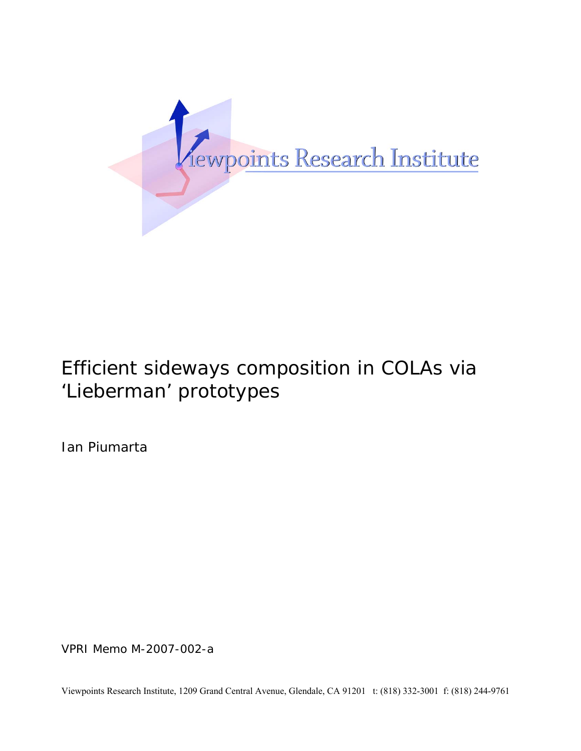# Efficient sideways composition in COLAs via 'Lieberman' prototypes

Ian Piumarta

VPRI Memo M-2007-002-a

Viewpoints Research Institute, 1209 Grand Central Avenue, Glendale, CA 91201 t: (818) 332-3001 f: (818) 244-9761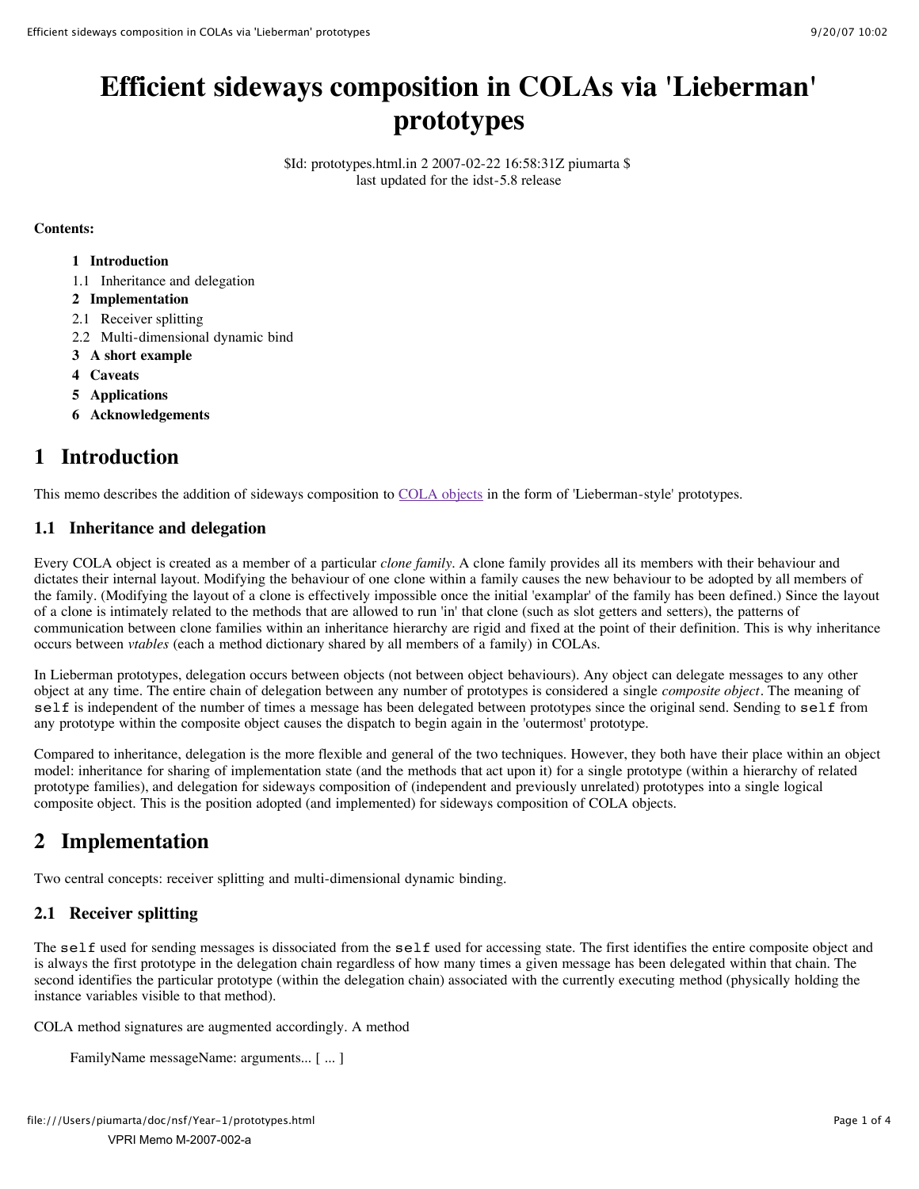# Efficient sideways composition in COLAs via 'Lieberman' prototypes

$Id: prototypes.html.in 2 2007-02-22 16:58:31Z piumarta $
last updated for the idst-5.8 release

**Contents:**

- **1 Introduction**
- 1.1 Inheritance and delegation
- **2 Implementation**
- 2.1 Receiver splitting
- 2.2 Multi-dimensional dynamic bind
- **3 A short example**
- **4 Caveats**
- **5 Applications**
- **6 Acknowledgements**

## 1 Introduction

This memo describes the addition of sideways composition to COLA objects in the form of 'Lieberman-style' prototypes.

### 1.1 Inheritance and delegation

Every COLA object is created as a member of a particular *clone family*. A clone family provides all its members with their behaviour and dictates their internal layout. Modifying the behaviour of one clone within a family causes the new behaviour to be adopted by all members of the family. (Modifying the layout of a clone is effectively impossible once the initial 'examplar' of the family has been defined.) Since the layout of a clone is intimately related to the methods that are allowed to run 'in' that clone (such as slot getters and setters), the patterns of communication between clone families within an inheritance hierarchy are rigid and fixed at the point of their definition. This is why inheritance occurs between *vtables* (each a method dictionary shared by all members of a family) in COLAs.

In Lieberman prototypes, delegation occurs between objects (not between object behaviours). Any object can delegate messages to any other object at any time. The entire chain of delegation between any number of prototypes is considered a single *composite object*. The meaning of `self` is independent of the number of times a message has been delegated between prototypes since the original send. Sending to `self` from any prototype within the composite object causes the dispatch to begin again in the 'outermost' prototype.

Compared to inheritance, delegation is the more flexible and general of the two techniques. However, they both have their place within an object model: inheritance for sharing of implementation state (and the methods that act upon it) for a single prototype (within a hierarchy of related prototype families), and delegation for sideways composition of (independent and previously unrelated) prototypes into a single logical composite object. This is the position adopted (and implemented) for sideways composition of COLA objects.

## 2 Implementation

Two central concepts: receiver splitting and multi-dimensional dynamic binding.

### 2.1 Receiver splitting

The `self` used for sending messages is dissociated from the `self` used for accessing state. The first identifies the entire composite object and is always the first prototype in the delegation chain regardless of how many times a given message has been delegated within that chain. The second identifies the particular prototype (within the delegation chain) associated with the currently executing method (physically holding the instance variables visible to that method).

COLA method signatures are augmented accordingly. A method

```
FamilyName messageName: arguments... [ ... ]
```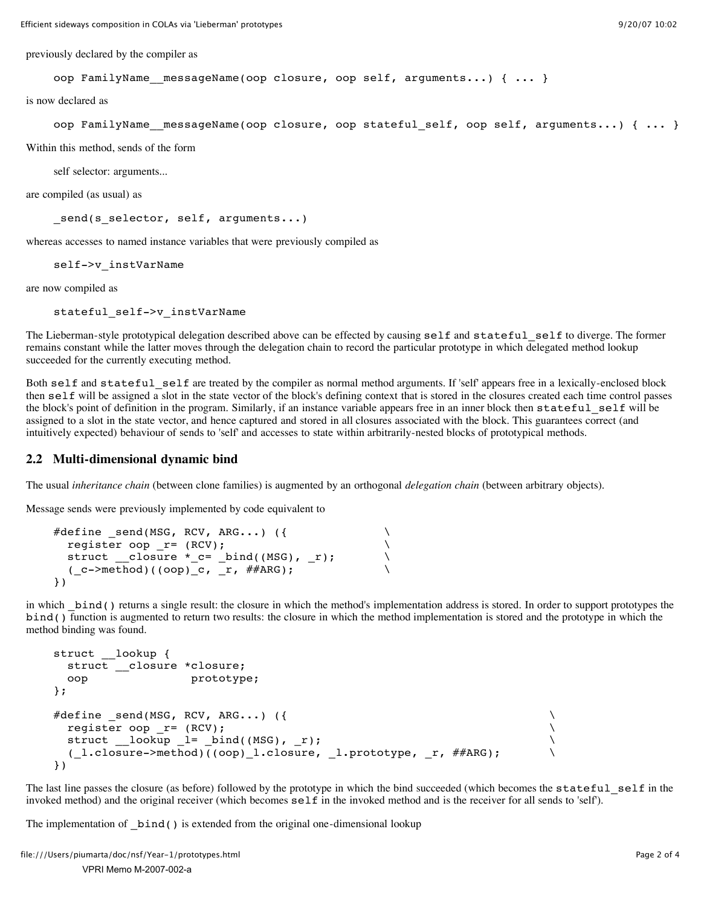previously declared by the compiler as

```
oop FamilyName__messageName(oop closure, oop self, arguments...) { ... }
```

is now declared as

```
oop FamilyName__messageName(oop closure, oop stateful_self, oop self, arguments...) { ... }
```

Within this method, sends of the form

```
self selector: arguments...
```

are compiled (as usual) as

```
_send(s_selector, self, arguments...)
```

whereas accesses to named instance variables that were previously compiled as

```
self->v_instVarName
```

are now compiled as

```
stateful_self->v_instVarName
```

The Lieberman-style prototypical delegation described above can be effected by causing `self` and `stateful_self` to diverge. The former remains constant while the latter moves through the delegation chain to record the particular prototype in which delegated method lookup succeeded for the currently executing method.

Both `self` and `stateful_self` are treated by the compiler as normal method arguments. If 'self' appears free in a lexically-enclosed block then `self` will be assigned a slot in the state vector of the block's defining context that is stored in the closures created each time control passes the block's point of definition in the program. Similarly, if an instance variable appears free in an inner block then `stateful_self` will be assigned to a slot in the state vector, and hence captured and stored in all closures associated with the block. This guarantees correct (and intuitively expected) behaviour of sends to 'self' and accesses to state within arbitrarily-nested blocks of prototypical methods.

## 2.2 Multi-dimensional dynamic bind

The usual *inheritance chain* (between clone families) is augmented by an orthogonal *delegation chain* (between arbitrary objects).

Message sends were previously implemented by code equivalent to

```
#define _send(MSG, RCV, ARG...) ({                  \
  register oop _r= (RCV);                           \
  struct __closure *_c= _bind((MSG), _r);           \
  (_c->method)((oop)_c, _r, ##ARG);                 \
})
```

in which `_bind()` returns a single result: the closure in which the method's implementation address is stored. In order to support prototypes the `bind()` function is augmented to return two results: the closure in which the method implementation is stored and the prototype in which the method binding was found.

```
struct __lookup {
  struct __closure *closure;
  oop               prototype;
};

#define _send(MSG, RCV, ARG...) ({                                          \
  register oop _r= (RCV);                                                   \
  struct __lookup _l= _bind((MSG), _r);                                     \
  (_l.closure->method)((oop)_l.closure, _l.prototype, _r, ##ARG);           \
})
```

The last line passes the closure (as before) followed by the prototype in which the bind succeeded (which becomes the `stateful_self` in the invoked method) and the original receiver (which becomes `self` in the invoked method and is the receiver for all sends to 'self').

The implementation of `_bind()` is extended from the original one-dimensional lookup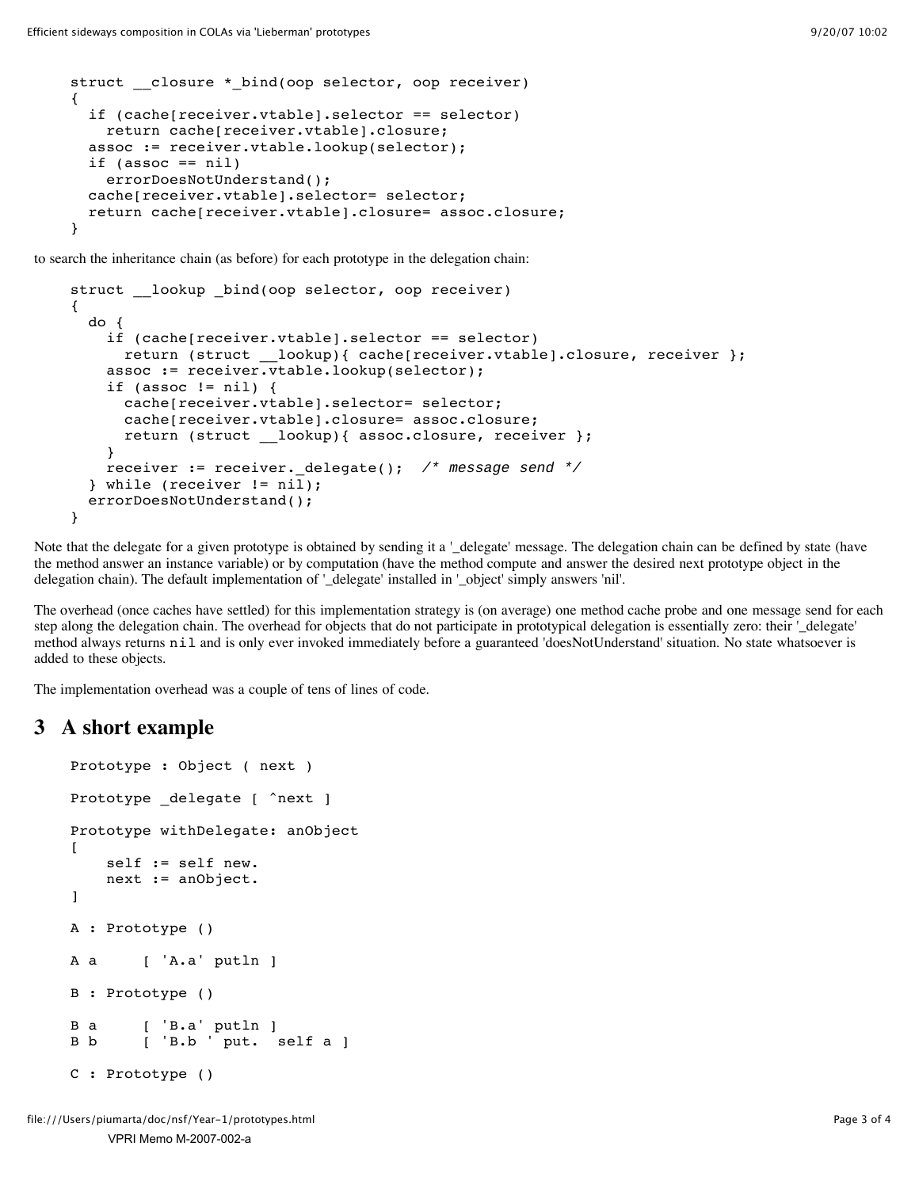```
struct __closure *_bind(oop selector, oop receiver)
{
  if (cache[receiver.vtable].selector == selector)
    return cache[receiver.vtable].closure;
  assoc := receiver.vtable.lookup(selector);
  if (assoc == nil)
    errorDoesNotUnderstand();
  cache[receiver.vtable].selector= selector;
  return cache[receiver.vtable].closure= assoc.closure;
}
```

to search the inheritance chain (as before) for each prototype in the delegation chain:

```
struct __lookup _bind(oop selector, oop receiver)
{
  do {
    if (cache[receiver.vtable].selector == selector)
      return (struct __lookup){ cache[receiver.vtable].closure, receiver };
    assoc := receiver.vtable.lookup(selector);
    if (assoc != nil) {
      cache[receiver.vtable].selector= selector;
      cache[receiver.vtable].closure= assoc.closure;
      return (struct __lookup){ assoc.closure, receiver };
    }
    receiver := receiver._delegate();  /* message send */
  } while (receiver != nil);
  errorDoesNotUnderstand();
}
```

Note that the delegate for a given prototype is obtained by sending it a '_delegate' message. The delegation chain can be defined by state (have the method answer an instance variable) or by computation (have the method compute and answer the desired next prototype object in the delegation chain). The default implementation of '_delegate' installed in '_object' simply answers 'nil'.

The overhead (once caches have settled) for this implementation strategy is (on average) one method cache probe and one message send for each step along the delegation chain. The overhead for objects that do not participate in prototypical delegation is essentially zero: their '_delegate' method always returns `nil` and is only ever invoked immediately before a guaranteed 'doesNotUnderstand' situation. No state whatsoever is added to these objects.

The implementation overhead was a couple of tens of lines of code.

## 3 A short example

```
Prototype : Object ( next )

Prototype _delegate [ ^next ]

Prototype withDelegate: anObject
[
    self := self new.
    next := anObject.
]

A : Prototype ()

A a     [ 'A.a' putln ]

B : Prototype ()

B a     [ 'B.a' putln ]
B b     [ 'B.b ' put.  self a ]

C : Prototype ()
```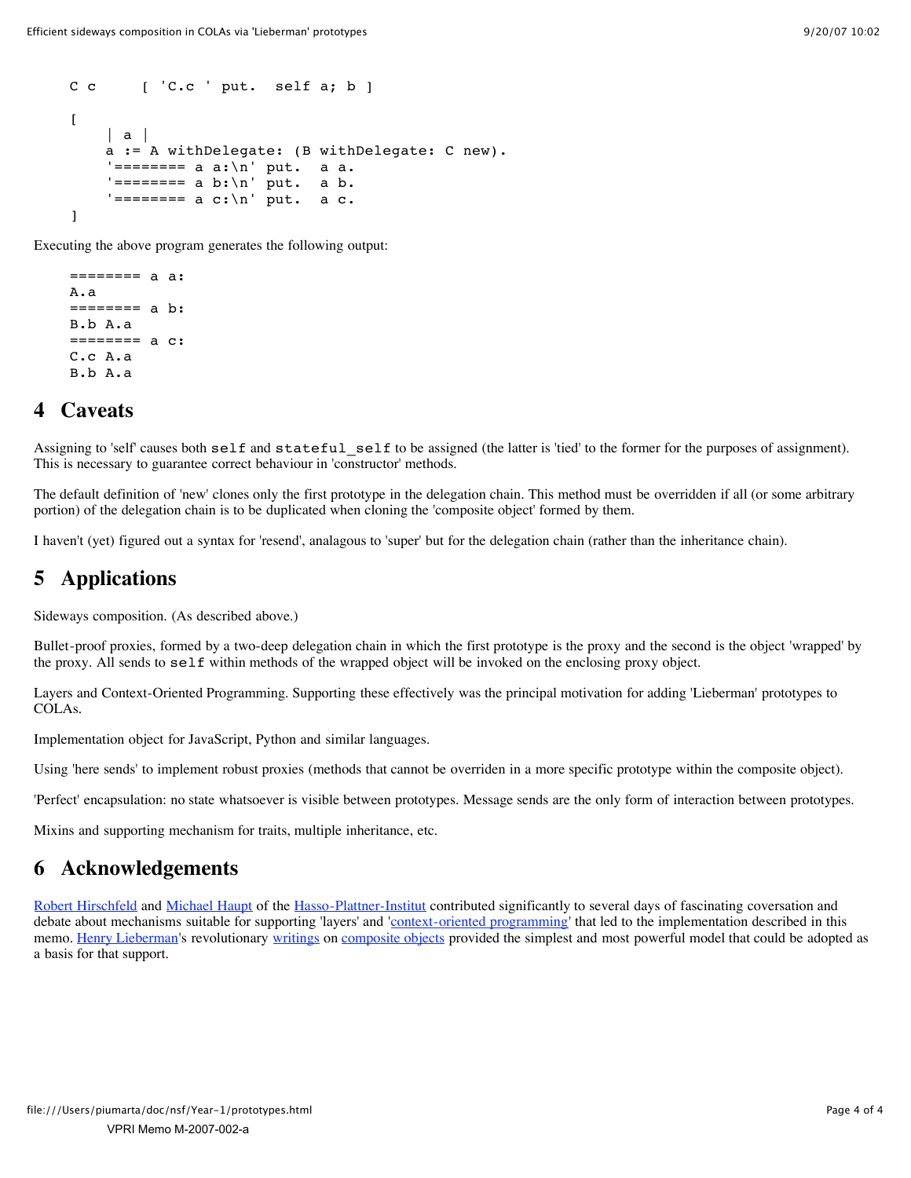```
C c     [ 'C.c ' put.  self a; b ]

[
    | a |
    a := A withDelegate: (B withDelegate: C new).
    '======== a a:\n' put.  a a.
    '======== a b:\n' put.  a b.
    '======== a c:\n' put.  a c.
]
```

Executing the above program generates the following output:

```
======== a a:
A.a
======== a b:
B.b A.a
======== a c:
C.c A.a
B.b A.a
```

## 4 Caveats

Assigning to 'self' causes both `self` and `stateful_self` to be assigned (the latter is 'tied' to the former for the purposes of assignment). This is necessary to guarantee correct behaviour in 'constructor' methods.

The default definition of 'new' clones only the first prototype in the delegation chain. This method must be overridden if all (or some arbitrary portion) of the delegation chain is to be duplicated when cloning the 'composite object' formed by them.

I haven't (yet) figured out a syntax for 'resend', analagous to 'super' but for the delegation chain (rather than the inheritance chain).

## 5 Applications

Sideways composition. (As described above.)

Bullet-proof proxies, formed by a two-deep delegation chain in which the first prototype is the proxy and the second is the object 'wrapped' by the proxy. All sends to `self` within methods of the wrapped object will be invoked on the enclosing proxy object.

Layers and Context-Oriented Programming. Supporting these effectively was the principal motivation for adding 'Lieberman' prototypes to COLAs.

Implementation object for JavaScript, Python and similar languages.

Using 'here sends' to implement robust proxies (methods that cannot be overriden in a more specific prototype within the composite object).

'Perfect' encapsulation: no state whatsoever is visible between prototypes. Message sends are the only form of interaction between prototypes.

Mixins and supporting mechanism for traits, multiple inheritance, etc.

## 6 Acknowledgements

Robert Hirschfeld and Michael Haupt of the Hasso-Plattner-Institut contributed significantly to several days of fascinating coversation and debate about mechanisms suitable for supporting 'layers' and 'context-oriented programming' that led to the implementation described in this memo. Henry Lieberman's revolutionary writings on composite objects provided the simplest and most powerful model that could be adopted as a basis for that support.